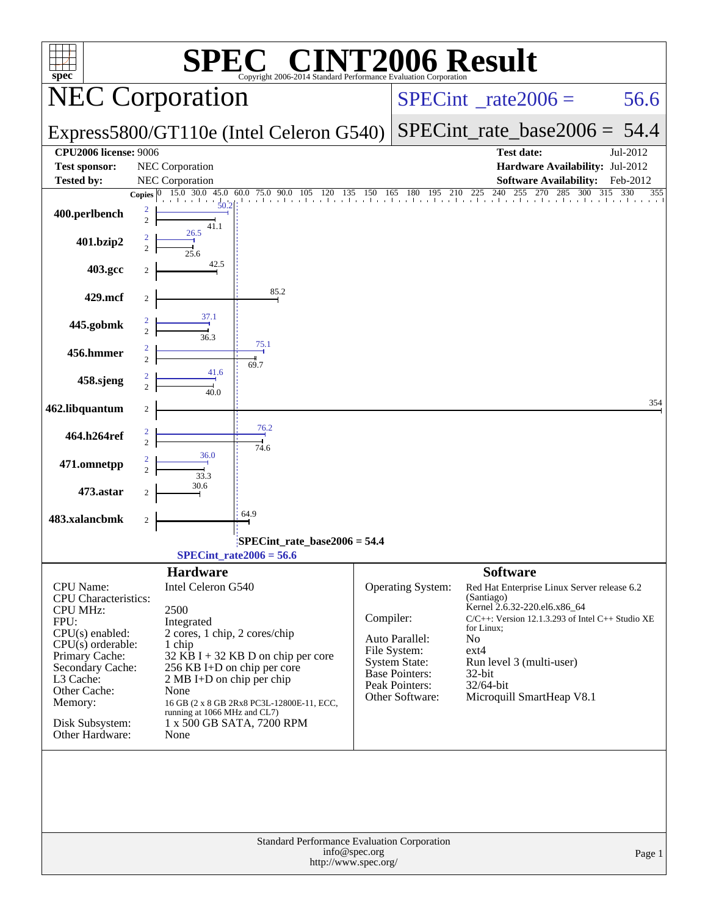# SPEC CINT2006 Result

Copyright 2006-2014 Standard Performance Evaluation Corporation

## NEC Corporation

**Express5800/GT110e (Intel Celeron G540)**

SPECint_rate2006 = 56.6

SPECint_rate_base2006 = 54.4

| | | | |
|---|---|---|---|
| **CPU2006 license:** 9006 | | **Test date:** | Jul-2012 |
| **Test sponsor:** | NEC Corporation | **Hardware Availability:** | Jul-2012 |
| **Tested by:** | NEC Corporation | **Software Availability:** | Feb-2012 |

| Benchmark | Copies | Peak | Base |
|---|---|---|---|
| 400.perlbench | 2 | 50.2 | 41.1 |
| 401.bzip2 | 2 | 26.5 | 25.6 |
| 403.gcc | 2 | | 42.5 |
| 429.mcf | 2 | | 85.2 |
| 445.gobmk | 2 | 37.1 | 36.3 |
| 456.hmmer | 2 | 75.1 | 69.7 |
| 458.sjeng | 2 | 41.6 | 40.0 |
| 462.libquantum | 2 | | 354 |
| 464.h264ref | 2 | 76.2 | 74.6 |
| 471.omnetpp | 2 | 36.0 | 33.3 |
| 473.astar | 2 | | 30.6 |
| 483.xalancbmk | 2 | | 64.9 |

SPECint_rate_base2006 = 54.4

SPECint_rate2006 = 56.6

## Hardware

| | |
|---|---|
| CPU Name: | Intel Celeron G540 |
| CPU Characteristics: | |
| CPU MHz: | 2500 |
| FPU: | Integrated |
| CPU(s) enabled: | 2 cores, 1 chip, 2 cores/chip |
| CPU(s) orderable: | 1 chip |
| Primary Cache: | 32 KB I + 32 KB D on chip per core |
| Secondary Cache: | 256 KB I+D on chip per core |
| L3 Cache: | 2 MB I+D on chip per chip |
| Other Cache: | None |
| Memory: | 16 GB (2 x 8 GB 2Rx8 PC3L-12800E-11, ECC, running at 1066 MHz and CL7) |
| Disk Subsystem: | 1 x 500 GB SATA, 7200 RPM |
| Other Hardware: | None |

## Software

| | |
|---|---|
| Operating System: | Red Hat Enterprise Linux Server release 6.2 (Santiago) Kernel 2.6.32-220.el6.x86_64 |
| Compiler: | C/C++: Version 12.1.3.293 of Intel C++ Studio XE for Linux; |
| Auto Parallel: | No |
| File System: | ext4 |
| System State: | Run level 3 (multi-user) |
| Base Pointers: | 32-bit |
| Peak Pointers: | 32/64-bit |
| Other Software: | Microquill SmartHeap V8.1 |

Standard Performance Evaluation Corporation
info@spec.org
http://www.spec.org/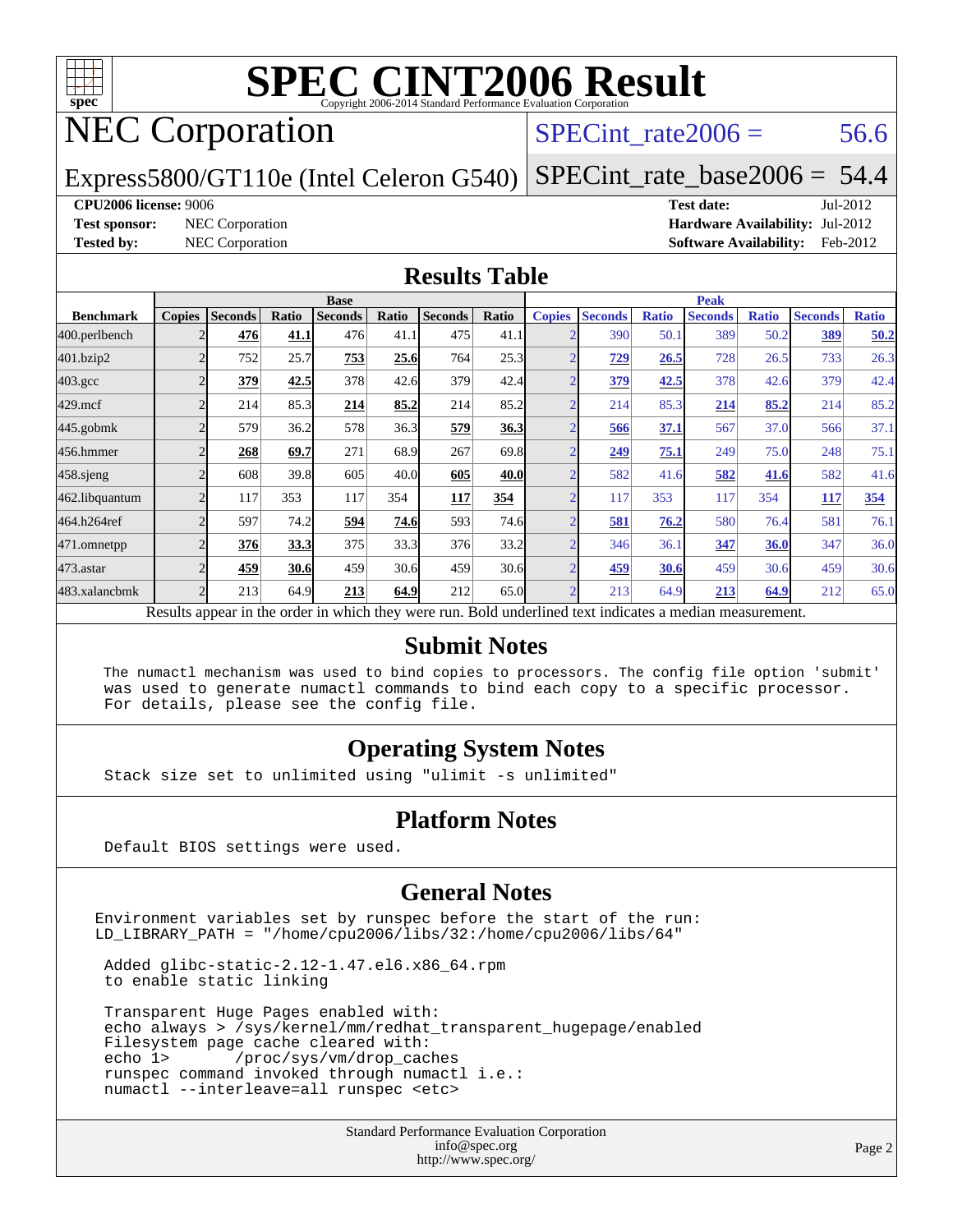# SPEC CINT2006 Result

Copyright 2006-2014 Standard Performance Evaluation Corporation

## NEC Corporation

Express5800/GT110e (Intel Celeron G540)

SPECint_rate2006 = 56.6

SPECint_rate_base2006 = 54.4

**CPU2006 license:** 9006

**Test sponsor:** NEC Corporation

**Tested by:** NEC Corporation

**Test date:** Jul-2012

**Hardware Availability:** Jul-2012

**Software Availability:** Feb-2012

## Results Table

| Benchmark | Base | | | | | | | Peak | | | | | | |
|---|---|---|---|---|---|---|---|---|---|---|---|---|---|---|
| | Copies | Seconds | Ratio | Seconds | Ratio | Seconds | Ratio | Copies | Seconds | Ratio | Seconds | Ratio | Seconds | Ratio |
| 400.perlbench | 2 | **476** | **41.1** | 476 | 41.1 | 475 | 41.1 | 2 | 390 | 50.1 | 389 | 50.2 | **389** | **50.2** |
| 401.bzip2 | 2 | 752 | 25.7 | **753** | **25.6** | 764 | 25.3 | 2 | **729** | **26.5** | 728 | 26.5 | 733 | 26.3 |
| 403.gcc | 2 | **379** | **42.5** | 378 | 42.6 | 379 | 42.4 | 2 | **379** | **42.5** | 378 | 42.6 | 379 | 42.4 |
| 429.mcf | 2 | 214 | 85.3 | **214** | **85.2** | 214 | 85.2 | 2 | 214 | 85.3 | **214** | **85.2** | 214 | 85.2 |
| 445.gobmk | 2 | 579 | 36.2 | 578 | 36.3 | **579** | **36.3** | 2 | **566** | **37.1** | 567 | 37.0 | 566 | 37.1 |
| 456.hmmer | 2 | **268** | **69.7** | 271 | 68.9 | 267 | 69.8 | 2 | **249** | **75.1** | 249 | 75.0 | 248 | 75.1 |
| 458.sjeng | 2 | 608 | 39.8 | 605 | 40.0 | **605** | **40.0** | 2 | 582 | 41.6 | **582** | **41.6** | 582 | 41.6 |
| 462.libquantum | 2 | 117 | 353 | 117 | 354 | **117** | **354** | 2 | 117 | 353 | 117 | 354 | **117** | **354** |
| 464.h264ref | 2 | 597 | 74.2 | **594** | **74.6** | 593 | 74.6 | 2 | **581** | **76.2** | 580 | 76.4 | 581 | 76.1 |
| 471.omnetpp | 2 | **376** | **33.3** | 375 | 33.3 | 376 | 33.2 | 2 | 346 | 36.1 | **347** | **36.0** | 347 | 36.0 |
| 473.astar | 2 | **459** | **30.6** | 459 | 30.6 | 459 | 30.6 | 2 | **459** | **30.6** | 459 | 30.6 | 459 | 30.6 |
| 483.xalancbmk | 2 | 213 | 64.9 | **213** | **64.9** | 212 | 65.0 | 2 | 213 | 64.9 | **213** | **64.9** | 212 | 65.0 |

Results appear in the order in which they were run. Bold underlined text indicates a median measurement.

## Submit Notes

```
The numactl mechanism was used to bind copies to processors. The config file option 'submit'
was used to generate numactl commands to bind each copy to a specific processor.
For details, please see the config file.
```

## Operating System Notes

```
Stack size set to unlimited using "ulimit -s unlimited"
```

## Platform Notes

```
Default BIOS settings were used.
```

## General Notes

```
Environment variables set by runspec before the start of the run:
LD_LIBRARY_PATH = "/home/cpu2006/libs/32:/home/cpu2006/libs/64"

 Added glibc-static-2.12-1.47.el6.x86_64.rpm
 to enable static linking

 Transparent Huge Pages enabled with:
 echo always > /sys/kernel/mm/redhat_transparent_hugepage/enabled
 Filesystem page cache cleared with:
 echo 1>       /proc/sys/vm/drop_caches
 runspec command invoked through numactl i.e.:
 numactl --interleave=all runspec <etc>
```

Standard Performance Evaluation Corporation
info@spec.org
http://www.spec.org/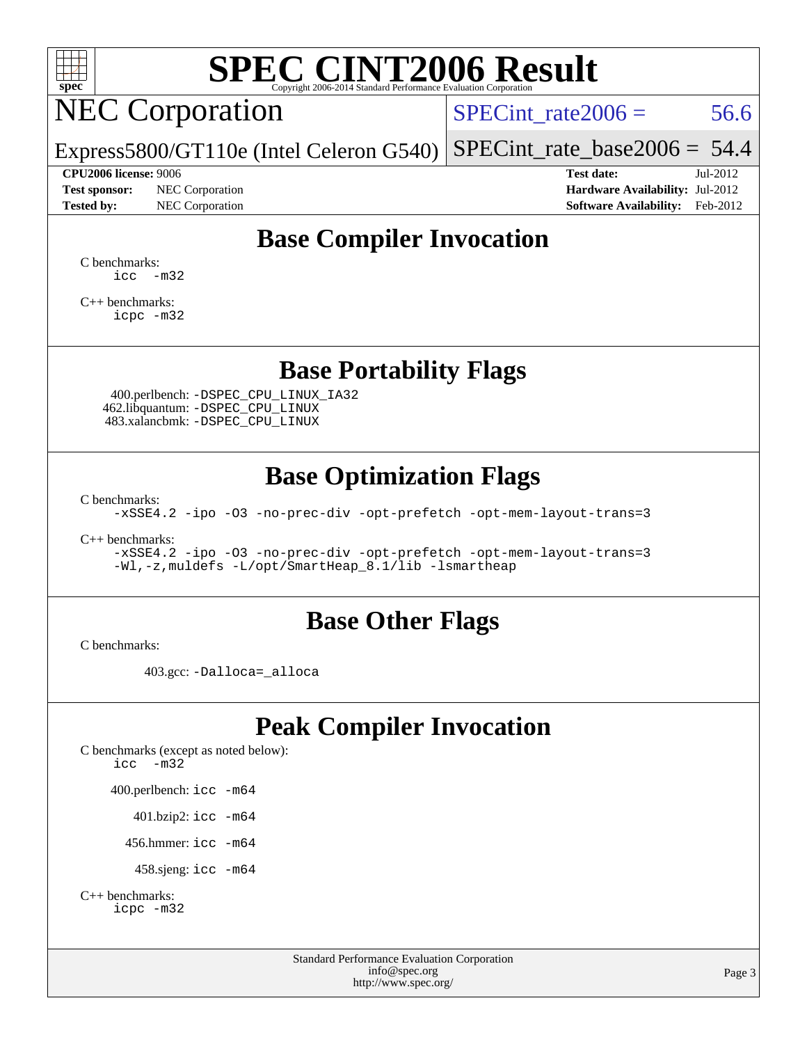# SPEC CINT2006 Result

Copyright 2006-2014 Standard Performance Evaluation Corporation

## NEC Corporation

Express5800/GT110e (Intel Celeron G540)

SPECint_rate2006 = 56.6

SPECint_rate_base2006 = 54.4

**CPU2006 license:** 9006
**Test sponsor:** NEC Corporation
**Tested by:** NEC Corporation

**Test date:** Jul-2012
**Hardware Availability:** Jul-2012
**Software Availability:** Feb-2012

## Base Compiler Invocation

C benchmarks:
```
icc  -m32
```

C++ benchmarks:
```
icpc -m32
```

## Base Portability Flags

400.perlbench: `-DSPEC_CPU_LINUX_IA32`
462.libquantum: `-DSPEC_CPU_LINUX`
483.xalancbmk: `-DSPEC_CPU_LINUX`

## Base Optimization Flags

C benchmarks:
```
-xSSE4.2 -ipo -O3 -no-prec-div -opt-prefetch -opt-mem-layout-trans=3
```

C++ benchmarks:
```
-xSSE4.2 -ipo -O3 -no-prec-div -opt-prefetch -opt-mem-layout-trans=3
-Wl,-z,muldefs -L/opt/SmartHeap_8.1/lib -lsmartheap
```

## Base Other Flags

C benchmarks:

403.gcc: `-Dalloca=_alloca`

## Peak Compiler Invocation

C benchmarks (except as noted below):
```
icc  -m32
```

400.perlbench: `icc -m64`

401.bzip2: `icc -m64`

456.hmmer: `icc -m64`

458.sjeng: `icc -m64`

C++ benchmarks:
```
icpc -m32
```

Standard Performance Evaluation Corporation
info@spec.org
http://www.spec.org/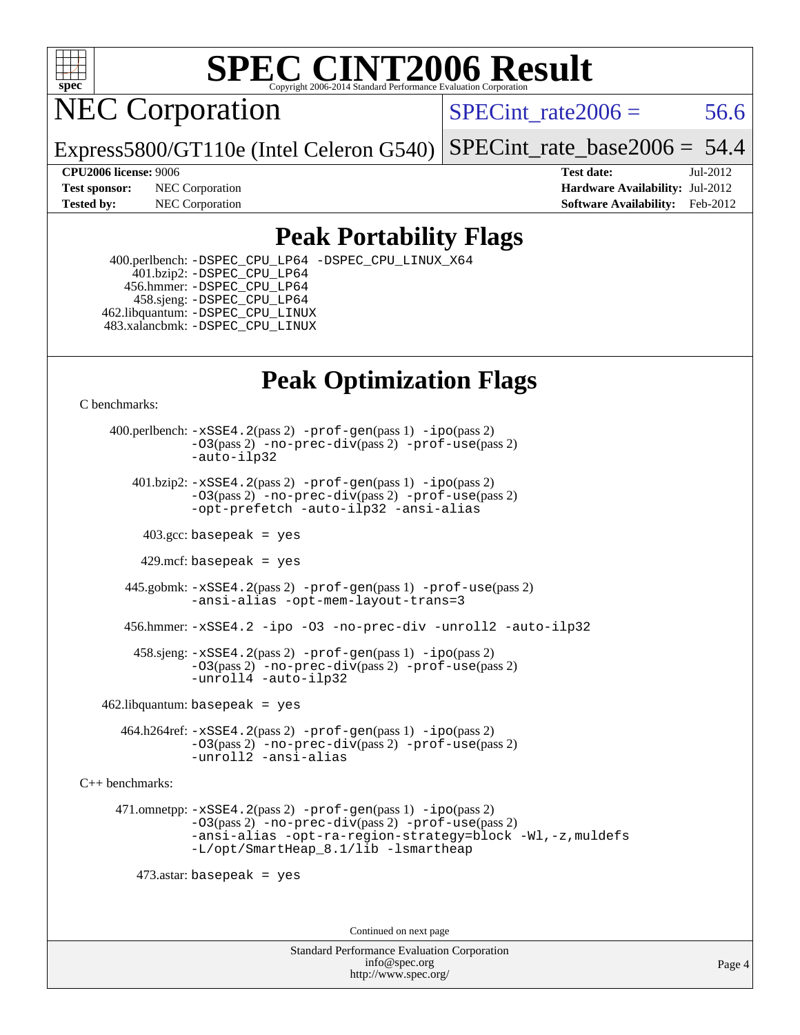# SPEC CINT2006 Result

## NEC Corporation

Express5800/GT110e (Intel Celeron G540)

SPECint_rate2006 = 56.6

SPECint_rate_base2006 = 54.4

**CPU2006 license:** 9006
**Test sponsor:** NEC Corporation
**Tested by:** NEC Corporation

**Test date:** Jul-2012
**Hardware Availability:** Jul-2012
**Software Availability:** Feb-2012

## Peak Portability Flags

400.perlbench: -DSPEC_CPU_LP64 -DSPEC_CPU_LINUX_X64
401.bzip2: -DSPEC_CPU_LP64
456.hmmer: -DSPEC_CPU_LP64
458.sjeng: -DSPEC_CPU_LP64
462.libquantum: -DSPEC_CPU_LINUX
483.xalancbmk: -DSPEC_CPU_LINUX

## Peak Optimization Flags

C benchmarks:

400.perlbench: -xSSE4.2(pass 2) -prof-gen(pass 1) -ipo(pass 2) -O3(pass 2) -no-prec-div(pass 2) -prof-use(pass 2) -auto-ilp32

401.bzip2: -xSSE4.2(pass 2) -prof-gen(pass 1) -ipo(pass 2) -O3(pass 2) -no-prec-div(pass 2) -prof-use(pass 2) -opt-prefetch -auto-ilp32 -ansi-alias

403.gcc: basepeak = yes

429.mcf: basepeak = yes

445.gobmk: -xSSE4.2(pass 2) -prof-gen(pass 1) -prof-use(pass 2) -ansi-alias -opt-mem-layout-trans=3

456.hmmer: -xSSE4.2 -ipo -O3 -no-prec-div -unroll2 -auto-ilp32

458.sjeng: -xSSE4.2(pass 2) -prof-gen(pass 1) -ipo(pass 2) -O3(pass 2) -no-prec-div(pass 2) -prof-use(pass 2) -unroll4 -auto-ilp32

462.libquantum: basepeak = yes

464.h264ref: -xSSE4.2(pass 2) -prof-gen(pass 1) -ipo(pass 2) -O3(pass 2) -no-prec-div(pass 2) -prof-use(pass 2) -unroll2 -ansi-alias

C++ benchmarks:

471.omnetpp: -xSSE4.2(pass 2) -prof-gen(pass 1) -ipo(pass 2) -O3(pass 2) -no-prec-div(pass 2) -prof-use(pass 2) -ansi-alias -opt-ra-region-strategy=block -Wl,-z,muldefs -L/opt/SmartHeap_8.1/lib -lsmartheap

473.astar: basepeak = yes

Continued on next page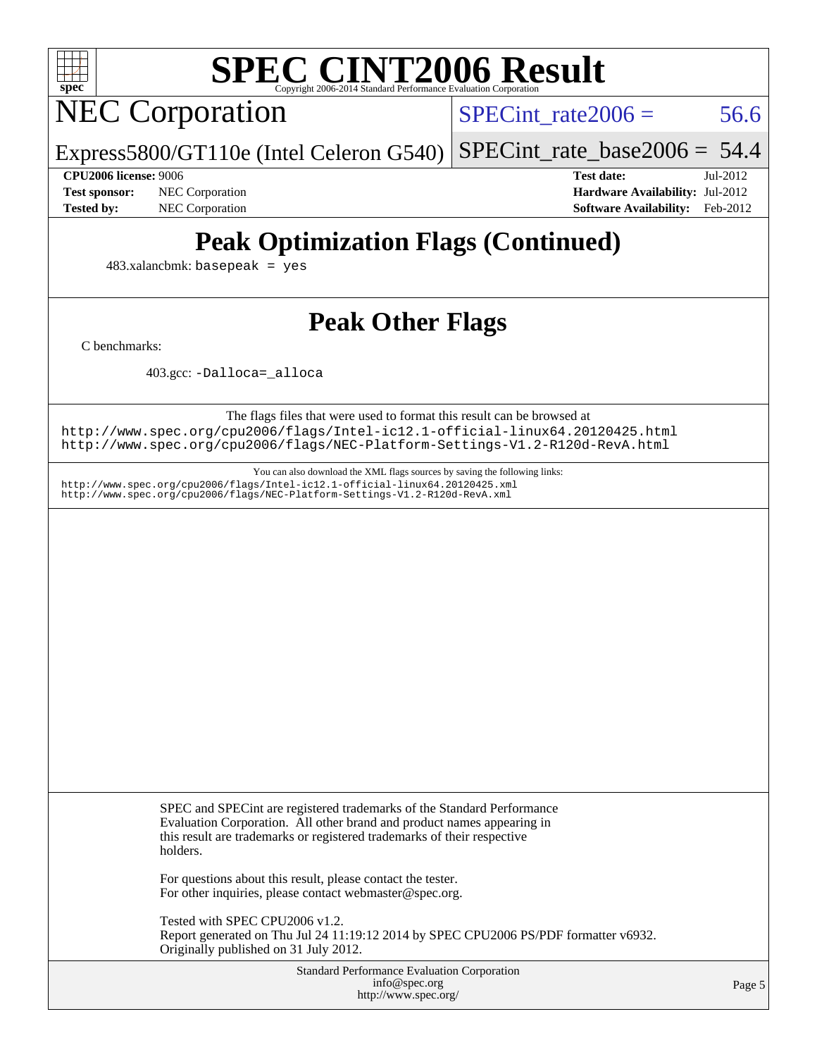# Peak Optimization Flags (Continued)

483.xalancbmk: basepeak = yes

# Peak Other Flags

C benchmarks:

403.gcc: -Dalloca=_alloca

The flags files that were used to format this result can be browsed at
http://www.spec.org/cpu2006/flags/Intel-ic12.1-official-linux64.20120425.html
http://www.spec.org/cpu2006/flags/NEC-Platform-Settings-V1.2-R120d-RevA.html

You can also download the XML flags sources by saving the following links:
http://www.spec.org/cpu2006/flags/Intel-ic12.1-official-linux64.20120425.xml
http://www.spec.org/cpu2006/flags/NEC-Platform-Settings-V1.2-R120d-RevA.xml

SPEC and SPECint are registered trademarks of the Standard Performance Evaluation Corporation. All other brand and product names appearing in this result are trademarks or registered trademarks of their respective holders.

For questions about this result, please contact the tester.
For other inquiries, please contact webmaster@spec.org.

Tested with SPEC CPU2006 v1.2.
Report generated on Thu Jul 24 11:19:12 2014 by SPEC CPU2006 PS/PDF formatter v6932.
Originally published on 31 July 2012.